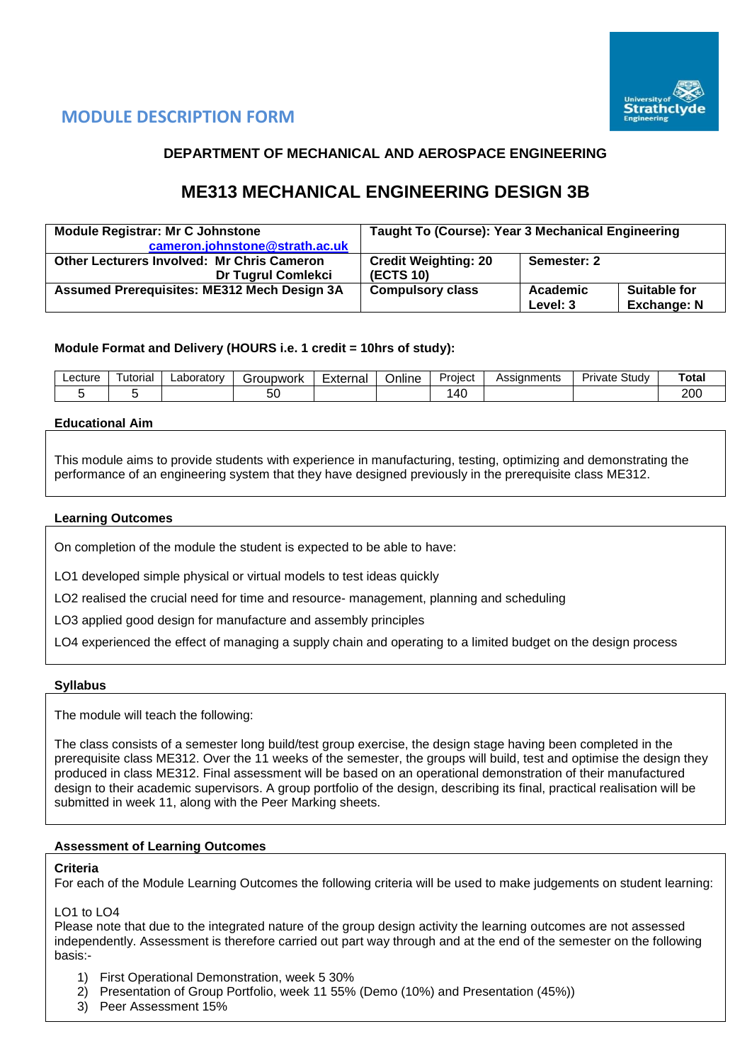# MODULE DESCRIPTION FORM

## DEPARTMENT OF MECHANICAL AND AEROSPACE ENGINEERING

# ME313 MECHANICAL ENGINEERING DESIGN 3B

| **Module Registrar: Mr C Johnstone** **cameron.johnstone@strath.ac.uk** | **Taught To (Course): Year 3 Mechanical Engineering** | | |
|---|---|---|---|
| **Other Lecturers Involved: Mr Chris Cameron Dr Tugrul Comlekci** | **Credit Weighting: 20 (ECTS 10)** | **Semester: 2** | |
| **Assumed Prerequisites: ME312 Mech Design 3A** | **Compulsory class** | **Academic Level: 3** | **Suitable for Exchange: N** |

**Module Format and Delivery (HOURS i.e. 1 credit = 10hrs of study):**

| Lecture | Tutorial | Laboratory | Groupwork | External | Online | Project | Assignments | Private Study | **Total** |
|---|---|---|---|---|---|---|---|---|---|
| 5 | 5 | | 50 | | | 140 | | | 200 |

**Educational Aim**

This module aims to provide students with experience in manufacturing, testing, optimizing and demonstrating the performance of an engineering system that they have designed previously in the prerequisite class ME312.

**Learning Outcomes**

On completion of the module the student is expected to be able to have:

LO1 developed simple physical or virtual models to test ideas quickly

LO2 realised the crucial need for time and resource- management, planning and scheduling

LO3 applied good design for manufacture and assembly principles

LO4 experienced the effect of managing a supply chain and operating to a limited budget on the design process

**Syllabus**

The module will teach the following:

The class consists of a semester long build/test group exercise, the design stage having been completed in the prerequisite class ME312. Over the 11 weeks of the semester, the groups will build, test and optimise the design they produced in class ME312. Final assessment will be based on an operational demonstration of their manufactured design to their academic supervisors. A group portfolio of the design, describing its final, practical realisation will be submitted in week 11, along with the Peer Marking sheets.

**Assessment of Learning Outcomes**

**Criteria**

For each of the Module Learning Outcomes the following criteria will be used to make judgements on student learning:

LO1 to LO4

Please note that due to the integrated nature of the group design activity the learning outcomes are not assessed independently. Assessment is therefore carried out part way through and at the end of the semester on the following basis:-

1) First Operational Demonstration, week 5 30%
2) Presentation of Group Portfolio, week 11 55% (Demo (10%) and Presentation (45%))
3) Peer Assessment 15%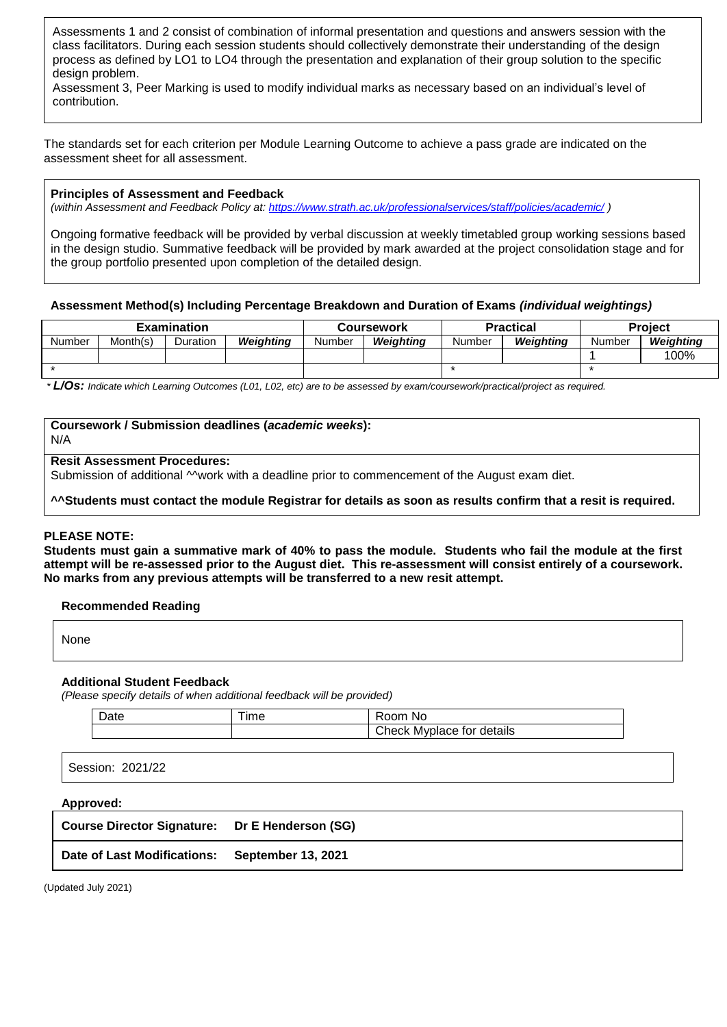Assessments 1 and 2 consist of combination of informal presentation and questions and answers session with the class facilitators. During each session students should collectively demonstrate their understanding of the design process as defined by LO1 to LO4 through the presentation and explanation of their group solution to the specific design problem.
Assessment 3, Peer Marking is used to modify individual marks as necessary based on an individual's level of contribution.

The standards set for each criterion per Module Learning Outcome to achieve a pass grade are indicated on the assessment sheet for all assessment.

**Principles of Assessment and Feedback**
*(within Assessment and Feedback Policy at: https://www.strath.ac.uk/professionalservices/staff/policies/academic/ )*

Ongoing formative feedback will be provided by verbal discussion at weekly timetabled group working sessions based in the design studio. Summative feedback will be provided by mark awarded at the project consolidation stage and for the group portfolio presented upon completion of the detailed design.

**Assessment Method(s) Including Percentage Breakdown and Duration of Exams *(individual weightings)***

| Examination | | | | Coursework | | Practical | | Project | |
|---|---|---|---|---|---|---|---|---|---|
| Number | Month(s) | Duration | ***Weighting*** | Number | ***Weighting*** | Number | ***Weighting*** | Number | ***Weighting*** |
| | | | | | | | | 1 | 100% |
| * | | | | | | * | | * | |

\* ***L/Os:*** *Indicate which Learning Outcomes (L01, L02, etc) are to be assessed by exam/coursework/practical/project as required.*

**Coursework / Submission deadlines (*academic weeks*):**
N/A

**Resit Assessment Procedures:**
Submission of additional ^^work with a deadline prior to commencement of the August exam diet.

**^^Students must contact the module Registrar for details as soon as results confirm that a resit is required.**

**PLEASE NOTE:**
**Students must gain a summative mark of 40% to pass the module. Students who fail the module at the first attempt will be re-assessed prior to the August diet. This re-assessment will consist entirely of a coursework. No marks from any previous attempts will be transferred to a new resit attempt.**

**Recommended Reading**

None

**Additional Student Feedback**
*(Please specify details of when additional feedback will be provided)*

| Date | Time | Room No |
|---|---|---|
| | | Check Myplace for details |

Session: 2021/22

**Approved:**

**Course Director Signature: Dr E Henderson (SG)**

**Date of Last Modifications: September 13, 2021**

(Updated July 2021)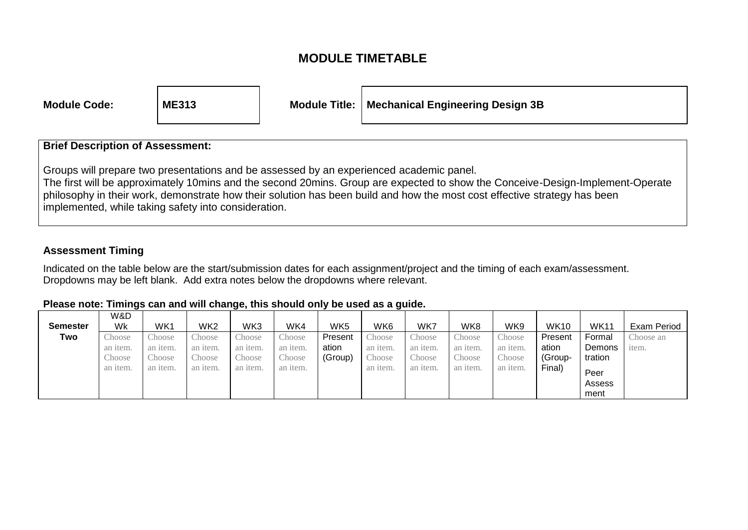# MODULE TIMETABLE

**Module Code:** **ME313** **Module Title:** **Mechanical Engineering Design 3B**

**Brief Description of Assessment:**

Groups will prepare two presentations and be assessed by an experienced academic panel.
The first will be approximately 10mins and the second 20mins. Group are expected to show the Conceive-Design-Implement-Operate philosophy in their work, demonstrate how their solution has been build and how the most cost effective strategy has been implemented, while taking safety into consideration.

### Assessment Timing

Indicated on the table below are the start/submission dates for each assignment/project and the timing of each exam/assessment. Dropdowns may be left blank. Add extra notes below the dropdowns where relevant.

**Please note: Timings can and will change, this should only be used as a guide.**

| Semester | W&D Wk | WK1 | WK2 | WK3 | WK4 | WK5 | WK6 | WK7 | WK8 | WK9 | WK10 | WK11 | Exam Period |
|---|---|---|---|---|---|---|---|---|---|---|---|---|---|
| **Two** | Choose an item. Choose an item. | Choose an item. Choose an item. | Choose an item. Choose an item. | Choose an item. Choose an item. | Choose an item. Choose an item. | Presentation (Group) | Choose an item. Choose an item. | Choose an item. Choose an item. | Choose an item. Choose an item. | Choose an item. Choose an item. | Presentation (Group-Final) | Formal Demonstration<br>Peer Assessment | Choose an item. |